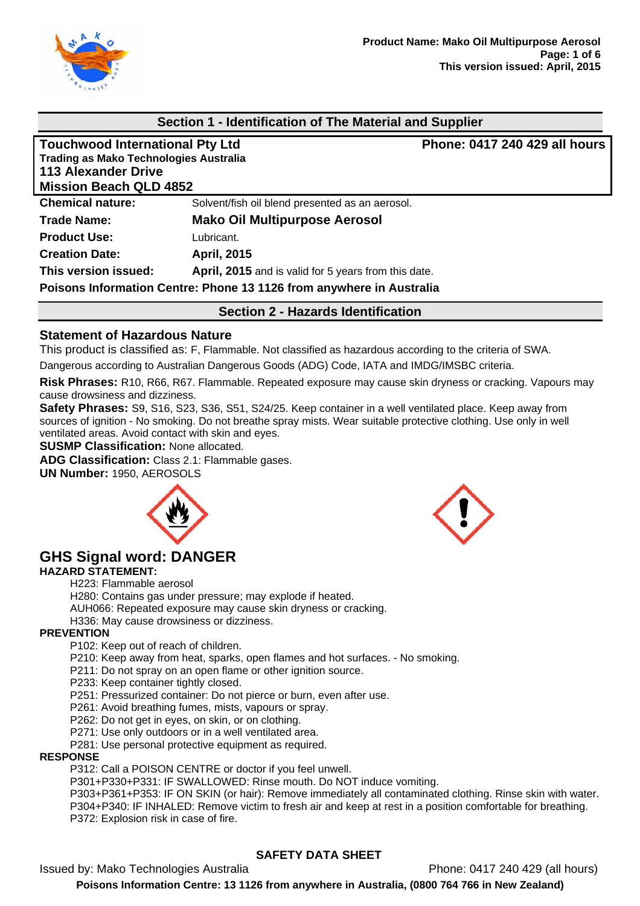## Section 1 - Identification of The Material and Supplier

**Touchwood International Pty Ltd** — **Phone: 0417 240 429 all hours**
**Trading as Mako Technologies Australia**
**113 Alexander Drive**
**Mission Beach QLD 4852**

| | |
|---|---|
| **Chemical nature:** | Solvent/fish oil blend presented as an aerosol. |
| **Trade Name:** | **Mako Oil Multipurpose Aerosol** |
| **Product Use:** | Lubricant. |
| **Creation Date:** | **April, 2015** |
| **This version issued:** | **April, 2015** and is valid for 5 years from this date. |

**Poisons Information Centre: Phone 13 1126 from anywhere in Australia**

## Section 2 - Hazards Identification

### Statement of Hazardous Nature

This product is classified as: F, Flammable. Not classified as hazardous according to the criteria of SWA.

Dangerous according to Australian Dangerous Goods (ADG) Code, IATA and IMDG/IMSBC criteria.

**Risk Phrases:** R10, R66, R67. Flammable. Repeated exposure may cause skin dryness or cracking. Vapours may cause drowsiness and dizziness.

**Safety Phrases:** S9, S16, S23, S36, S51, S24/25. Keep container in a well ventilated place. Keep away from sources of ignition - No smoking. Do not breathe spray mists. Wear suitable protective clothing. Use only in well ventilated areas. Avoid contact with skin and eyes.

**SUSMP Classification:** None allocated.

**ADG Classification:** Class 2.1: Flammable gases.

**UN Number:** 1950, AEROSOLS

## GHS Signal word: DANGER

**HAZARD STATEMENT:**

H223: Flammable aerosol
H280: Contains gas under pressure; may explode if heated.
AUH066: Repeated exposure may cause skin dryness or cracking.
H336: May cause drowsiness or dizziness.

**PREVENTION**

P102: Keep out of reach of children.
P210: Keep away from heat, sparks, open flames and hot surfaces. - No smoking.
P211: Do not spray on an open flame or other ignition source.
P233: Keep container tightly closed.
P251: Pressurized container: Do not pierce or burn, even after use.
P261: Avoid breathing fumes, mists, vapours or spray.
P262: Do not get in eyes, on skin, or on clothing.
P271: Use only outdoors or in a well ventilated area.
P281: Use personal protective equipment as required.

**RESPONSE**

P312: Call a POISON CENTRE or doctor if you feel unwell.
P301+P330+P331: IF SWALLOWED: Rinse mouth. Do NOT induce vomiting.
P303+P361+P353: IF ON SKIN (or hair): Remove immediately all contaminated clothing. Rinse skin with water.
P304+P340: IF INHALED: Remove victim to fresh air and keep at rest in a position comfortable for breathing.
P372: Explosion risk in case of fire.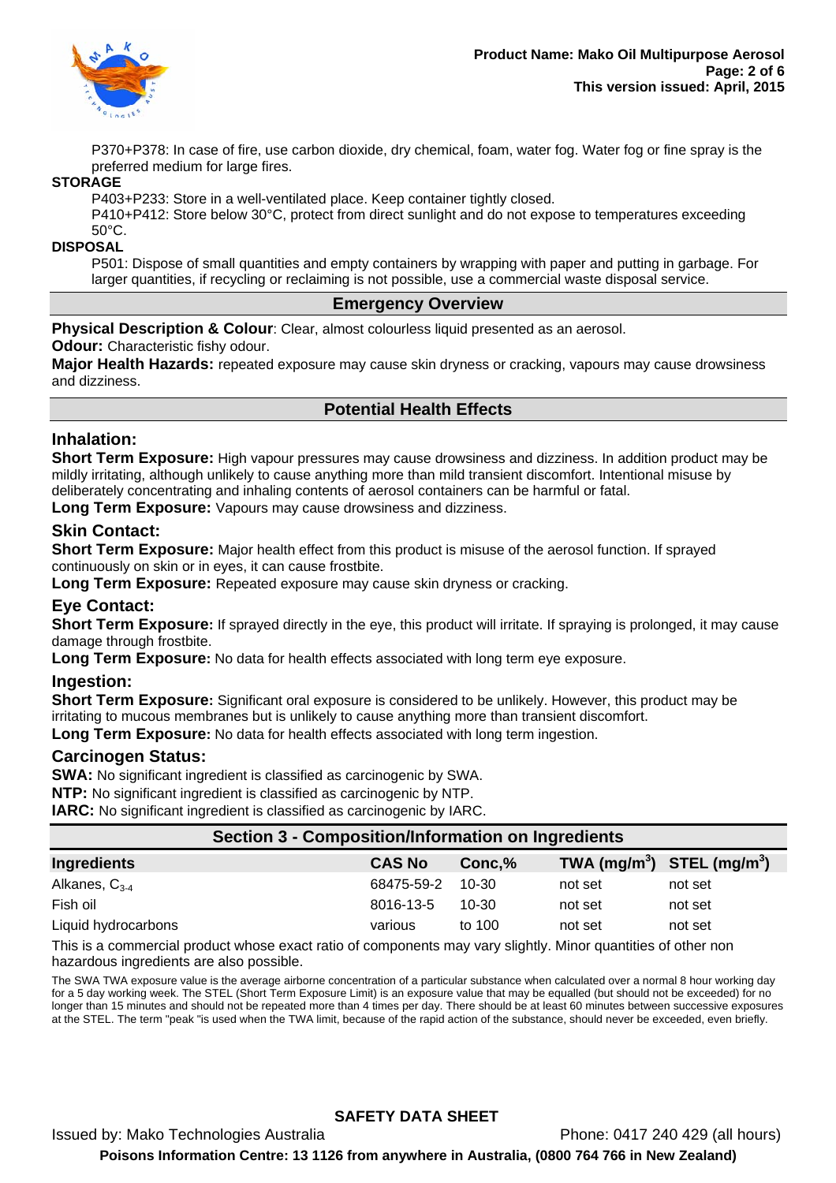P370+P378: In case of fire, use carbon dioxide, dry chemical, foam, water fog. Water fog or fine spray is the preferred medium for large fires.

**STORAGE**

P403+P233: Store in a well-ventilated place. Keep container tightly closed.

P410+P412: Store below 30°C, protect from direct sunlight and do not expose to temperatures exceeding 50°C.

**DISPOSAL**

P501: Dispose of small quantities and empty containers by wrapping with paper and putting in garbage. For larger quantities, if recycling or reclaiming is not possible, use a commercial waste disposal service.

## Emergency Overview

**Physical Description & Colour**: Clear, almost colourless liquid presented as an aerosol.

**Odour:** Characteristic fishy odour.

**Major Health Hazards:** repeated exposure may cause skin dryness or cracking, vapours may cause drowsiness and dizziness.

## Potential Health Effects

### Inhalation:

**Short Term Exposure:** High vapour pressures may cause drowsiness and dizziness. In addition product may be mildly irritating, although unlikely to cause anything more than mild transient discomfort. Intentional misuse by deliberately concentrating and inhaling contents of aerosol containers can be harmful or fatal.

**Long Term Exposure:** Vapours may cause drowsiness and dizziness.

### Skin Contact:

**Short Term Exposure:** Major health effect from this product is misuse of the aerosol function. If sprayed continuously on skin or in eyes, it can cause frostbite.

**Long Term Exposure:** Repeated exposure may cause skin dryness or cracking.

### Eye Contact:

**Short Term Exposure:** If sprayed directly in the eye, this product will irritate. If spraying is prolonged, it may cause damage through frostbite.

**Long Term Exposure:** No data for health effects associated with long term eye exposure.

### Ingestion:

**Short Term Exposure:** Significant oral exposure is considered to be unlikely. However, this product may be irritating to mucous membranes but is unlikely to cause anything more than transient discomfort.

**Long Term Exposure:** No data for health effects associated with long term ingestion.

### Carcinogen Status:

**SWA:** No significant ingredient is classified as carcinogenic by SWA.

**NTP:** No significant ingredient is classified as carcinogenic by NTP.

**IARC:** No significant ingredient is classified as carcinogenic by IARC.

## Section 3 - Composition/Information on Ingredients

| Ingredients | CAS No | Conc,% | TWA (mg/m$^3$) | STEL (mg/m$^3$) |
|---|---|---|---|---|
| Alkanes, $C_{3\text{-}4}$ | 68475-59-2 | 10-30 | not set | not set |
| Fish oil | 8016-13-5 | 10-30 | not set | not set |
| Liquid hydrocarbons | various | to 100 | not set | not set |

This is a commercial product whose exact ratio of components may vary slightly. Minor quantities of other non hazardous ingredients are also possible.

The SWA TWA exposure value is the average airborne concentration of a particular substance when calculated over a normal 8 hour working day for a 5 day working week. The STEL (Short Term Exposure Limit) is an exposure value that may be equalled (but should not be exceeded) for no longer than 15 minutes and should not be repeated more than 4 times per day. There should be at least 60 minutes between successive exposures at the STEL. The term "peak "is used when the TWA limit, because of the rapid action of the substance, should never be exceeded, even briefly.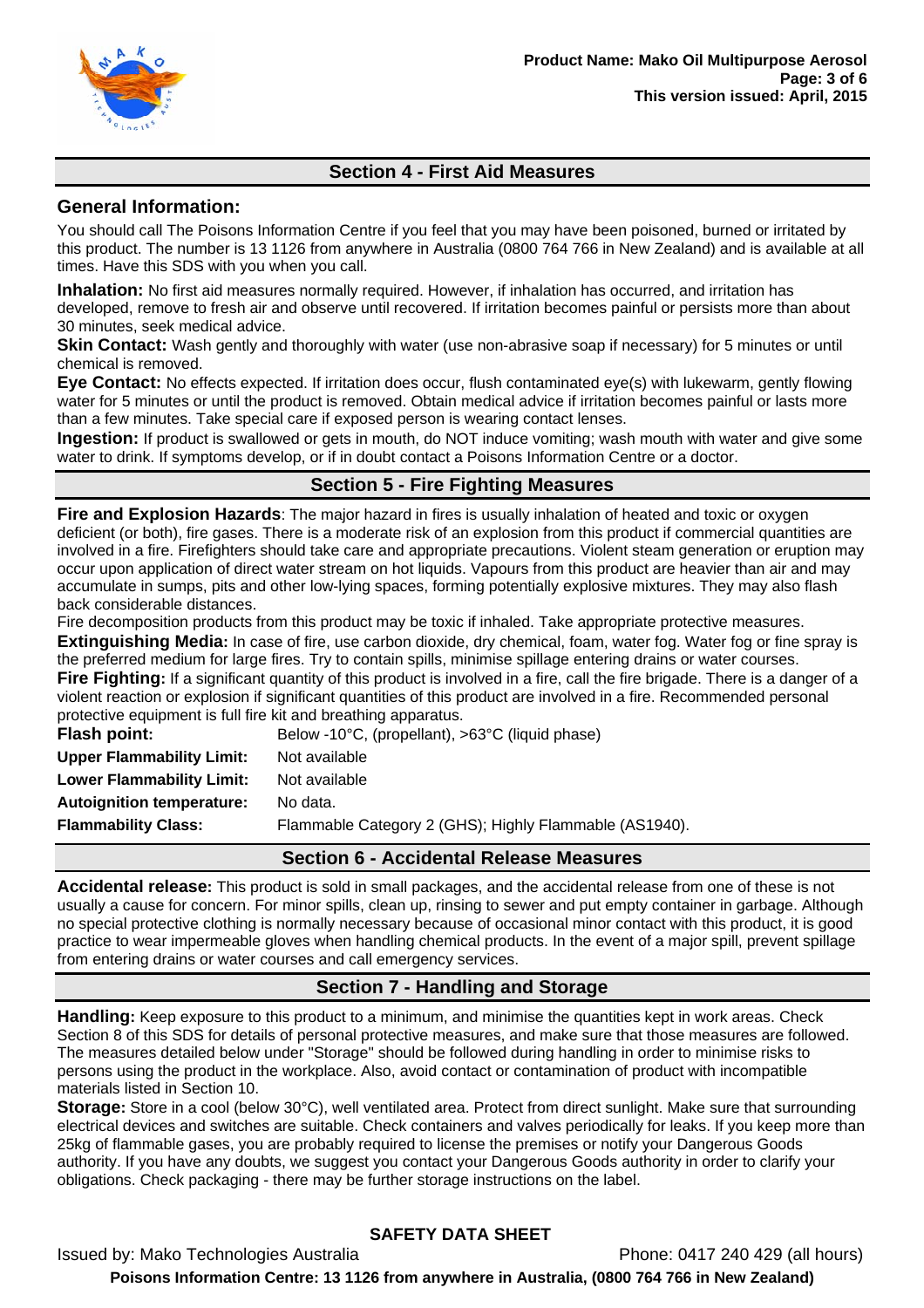## Section 4 - First Aid Measures

### General Information:

You should call The Poisons Information Centre if you feel that you may have been poisoned, burned or irritated by this product. The number is 13 1126 from anywhere in Australia (0800 764 766 in New Zealand) and is available at all times. Have this SDS with you when you call.

**Inhalation:** No first aid measures normally required. However, if inhalation has occurred, and irritation has developed, remove to fresh air and observe until recovered. If irritation becomes painful or persists more than about 30 minutes, seek medical advice.

**Skin Contact:** Wash gently and thoroughly with water (use non-abrasive soap if necessary) for 5 minutes or until chemical is removed.

**Eye Contact:** No effects expected. If irritation does occur, flush contaminated eye(s) with lukewarm, gently flowing water for 5 minutes or until the product is removed. Obtain medical advice if irritation becomes painful or lasts more than a few minutes. Take special care if exposed person is wearing contact lenses.

**Ingestion:** If product is swallowed or gets in mouth, do NOT induce vomiting; wash mouth with water and give some water to drink. If symptoms develop, or if in doubt contact a Poisons Information Centre or a doctor.

## Section 5 - Fire Fighting Measures

**Fire and Explosion Hazards**: The major hazard in fires is usually inhalation of heated and toxic or oxygen deficient (or both), fire gases. There is a moderate risk of an explosion from this product if commercial quantities are involved in a fire. Firefighters should take care and appropriate precautions. Violent steam generation or eruption may occur upon application of direct water stream on hot liquids. Vapours from this product are heavier than air and may accumulate in sumps, pits and other low-lying spaces, forming potentially explosive mixtures. They may also flash back considerable distances.

Fire decomposition products from this product may be toxic if inhaled. Take appropriate protective measures.

**Extinguishing Media:** In case of fire, use carbon dioxide, dry chemical, foam, water fog. Water fog or fine spray is the preferred medium for large fires. Try to contain spills, minimise spillage entering drains or water courses.

**Fire Fighting:** If a significant quantity of this product is involved in a fire, call the fire brigade. There is a danger of a violent reaction or explosion if significant quantities of this product are involved in a fire. Recommended personal protective equipment is full fire kit and breathing apparatus.

| | |
|---|---|
| **Flash point:** | Below -10°C, (propellant), >63°C (liquid phase) |
| **Upper Flammability Limit:** | Not available |
| **Lower Flammability Limit:** | Not available |
| **Autoignition temperature:** | No data. |
| **Flammability Class:** | Flammable Category 2 (GHS); Highly Flammable (AS1940). |

## Section 6 - Accidental Release Measures

**Accidental release:** This product is sold in small packages, and the accidental release from one of these is not usually a cause for concern. For minor spills, clean up, rinsing to sewer and put empty container in garbage. Although no special protective clothing is normally necessary because of occasional minor contact with this product, it is good practice to wear impermeable gloves when handling chemical products. In the event of a major spill, prevent spillage from entering drains or water courses and call emergency services.

## Section 7 - Handling and Storage

**Handling:** Keep exposure to this product to a minimum, and minimise the quantities kept in work areas. Check Section 8 of this SDS for details of personal protective measures, and make sure that those measures are followed. The measures detailed below under "Storage" should be followed during handling in order to minimise risks to persons using the product in the workplace. Also, avoid contact or contamination of product with incompatible materials listed in Section 10.

**Storage:** Store in a cool (below 30°C), well ventilated area. Protect from direct sunlight. Make sure that surrounding electrical devices and switches are suitable. Check containers and valves periodically for leaks. If you keep more than 25kg of flammable gases, you are probably required to license the premises or notify your Dangerous Goods authority. If you have any doubts, we suggest you contact your Dangerous Goods authority in order to clarify your obligations. Check packaging - there may be further storage instructions on the label.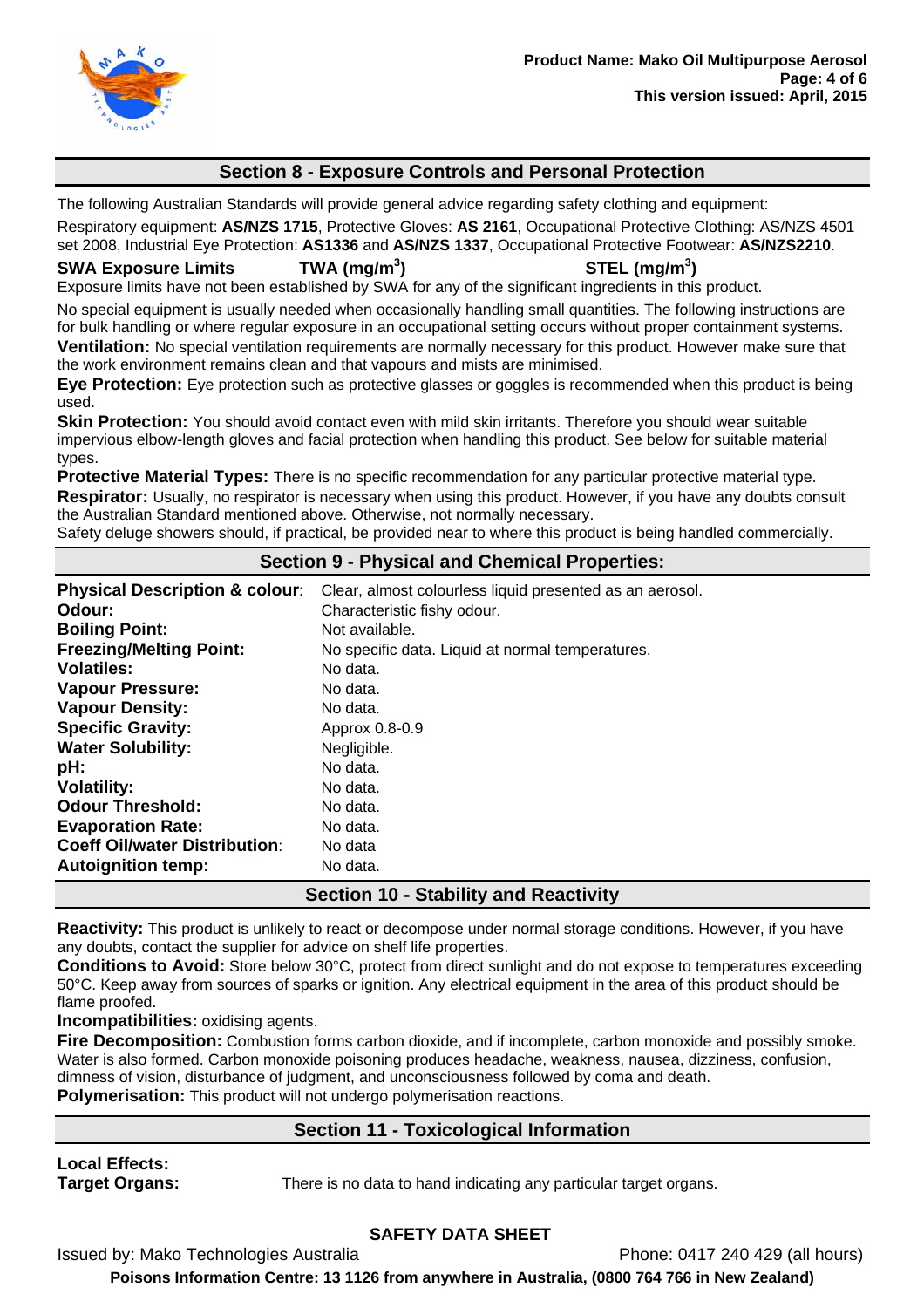## Section 8 - Exposure Controls and Personal Protection

The following Australian Standards will provide general advice regarding safety clothing and equipment:

Respiratory equipment: **AS/NZS 1715**, Protective Gloves: **AS 2161**, Occupational Protective Clothing: AS/NZS 4501 set 2008, Industrial Eye Protection: **AS1336** and **AS/NZS 1337**, Occupational Protective Footwear: **AS/NZS2210**.

**SWA Exposure Limits** **TWA (mg/m$^3$)** **STEL (mg/m$^3$)**

Exposure limits have not been established by SWA for any of the significant ingredients in this product.

No special equipment is usually needed when occasionally handling small quantities. The following instructions are for bulk handling or where regular exposure in an occupational setting occurs without proper containment systems.

**Ventilation:** No special ventilation requirements are normally necessary for this product. However make sure that the work environment remains clean and that vapours and mists are minimised.

**Eye Protection:** Eye protection such as protective glasses or goggles is recommended when this product is being used.

**Skin Protection:** You should avoid contact even with mild skin irritants. Therefore you should wear suitable impervious elbow-length gloves and facial protection when handling this product. See below for suitable material types.

**Protective Material Types:** There is no specific recommendation for any particular protective material type.

**Respirator:** Usually, no respirator is necessary when using this product. However, if you have any doubts consult the Australian Standard mentioned above. Otherwise, not normally necessary.

Safety deluge showers should, if practical, be provided near to where this product is being handled commercially.

## Section 9 - Physical and Chemical Properties:

| | |
|---|---|
| **Physical Description & colour**: | Clear, almost colourless liquid presented as an aerosol. |
| **Odour:** | Characteristic fishy odour. |
| **Boiling Point:** | Not available. |
| **Freezing/Melting Point:** | No specific data. Liquid at normal temperatures. |
| **Volatiles:** | No data. |
| **Vapour Pressure:** | No data. |
| **Vapour Density:** | No data. |
| **Specific Gravity:** | Approx 0.8-0.9 |
| **Water Solubility:** | Negligible. |
| **pH:** | No data. |
| **Volatility:** | No data. |
| **Odour Threshold:** | No data. |
| **Evaporation Rate:** | No data. |
| **Coeff Oil/water Distribution**: | No data |
| **Autoignition temp:** | No data. |

## Section 10 - Stability and Reactivity

**Reactivity:** This product is unlikely to react or decompose under normal storage conditions. However, if you have any doubts, contact the supplier for advice on shelf life properties.

**Conditions to Avoid:** Store below 30°C, protect from direct sunlight and do not expose to temperatures exceeding 50°C. Keep away from sources of sparks or ignition. Any electrical equipment in the area of this product should be flame proofed.

**Incompatibilities:** oxidising agents.

**Fire Decomposition:** Combustion forms carbon dioxide, and if incomplete, carbon monoxide and possibly smoke. Water is also formed. Carbon monoxide poisoning produces headache, weakness, nausea, dizziness, confusion, dimness of vision, disturbance of judgment, and unconsciousness followed by coma and death.

**Polymerisation:** This product will not undergo polymerisation reactions.

## Section 11 - Toxicological Information

**Local Effects:**

**Target Organs:** There is no data to hand indicating any particular target organs.

**SAFETY DATA SHEET**

Issued by: Mako Technologies Australia Phone: 0417 240 429 (all hours)

**Poisons Information Centre: 13 1126 from anywhere in Australia, (0800 764 766 in New Zealand)**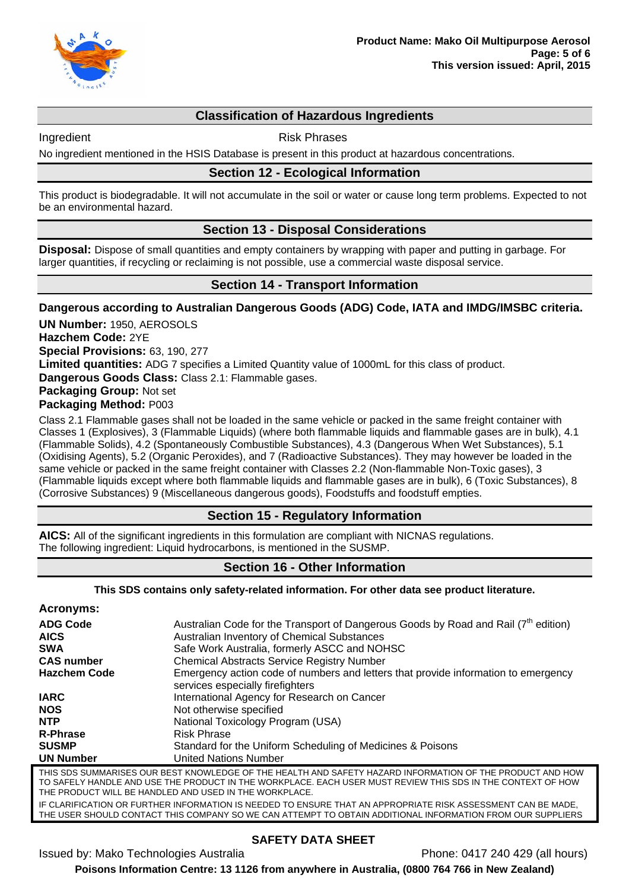## Classification of Hazardous Ingredients

Ingredient Risk Phrases

No ingredient mentioned in the HSIS Database is present in this product at hazardous concentrations.

## Section 12 - Ecological Information

This product is biodegradable. It will not accumulate in the soil or water or cause long term problems. Expected to not be an environmental hazard.

## Section 13 - Disposal Considerations

**Disposal:** Dispose of small quantities and empty containers by wrapping with paper and putting in garbage. For larger quantities, if recycling or reclaiming is not possible, use a commercial waste disposal service.

## Section 14 - Transport Information

**Dangerous according to Australian Dangerous Goods (ADG) Code, IATA and IMDG/IMSBC criteria.**

**UN Number:** 1950, AEROSOLS
**Hazchem Code:** 2YE
**Special Provisions:** 63, 190, 277
**Limited quantities:** ADG 7 specifies a Limited Quantity value of 1000mL for this class of product.
**Dangerous Goods Class:** Class 2.1: Flammable gases.
**Packaging Group:** Not set
**Packaging Method:** P003

Class 2.1 Flammable gases shall not be loaded in the same vehicle or packed in the same freight container with Classes 1 (Explosives), 3 (Flammable Liquids) (where both flammable liquids and flammable gases are in bulk), 4.1 (Flammable Solids), 4.2 (Spontaneously Combustible Substances), 4.3 (Dangerous When Wet Substances), 5.1 (Oxidising Agents), 5.2 (Organic Peroxides), and 7 (Radioactive Substances). They may however be loaded in the same vehicle or packed in the same freight container with Classes 2.2 (Non-flammable Non-Toxic gases), 3 (Flammable liquids except where both flammable liquids and flammable gases are in bulk), 6 (Toxic Substances), 8 (Corrosive Substances) 9 (Miscellaneous dangerous goods), Foodstuffs and foodstuff empties.

## Section 15 - Regulatory Information

**AICS:** All of the significant ingredients in this formulation are compliant with NICNAS regulations.
The following ingredient: Liquid hydrocarbons, is mentioned in the SUSMP.

## Section 16 - Other Information

**This SDS contains only safety-related information. For other data see product literature.**

**Acronyms:**

| | |
|---|---|
| **ADG Code** | Australian Code for the Transport of Dangerous Goods by Road and Rail (7th edition) |
| **AICS** | Australian Inventory of Chemical Substances |
| **SWA** | Safe Work Australia, formerly ASCC and NOHSC |
| **CAS number** | Chemical Abstracts Service Registry Number |
| **Hazchem Code** | Emergency action code of numbers and letters that provide information to emergency services especially firefighters |
| **IARC** | International Agency for Research on Cancer |
| **NOS** | Not otherwise specified |
| **NTP** | National Toxicology Program (USA) |
| **R-Phrase** | Risk Phrase |
| **SUSMP** | Standard for the Uniform Scheduling of Medicines & Poisons |
| **UN Number** | United Nations Number |

THIS SDS SUMMARISES OUR BEST KNOWLEDGE OF THE HEALTH AND SAFETY HAZARD INFORMATION OF THE PRODUCT AND HOW TO SAFELY HANDLE AND USE THE PRODUCT IN THE WORKPLACE. EACH USER MUST REVIEW THIS SDS IN THE CONTEXT OF HOW THE PRODUCT WILL BE HANDLED AND USED IN THE WORKPLACE.

IF CLARIFICATION OR FURTHER INFORMATION IS NEEDED TO ENSURE THAT AN APPROPRIATE RISK ASSESSMENT CAN BE MADE, THE USER SHOULD CONTACT THIS COMPANY SO WE CAN ATTEMPT TO OBTAIN ADDITIONAL INFORMATION FROM OUR SUPPLIERS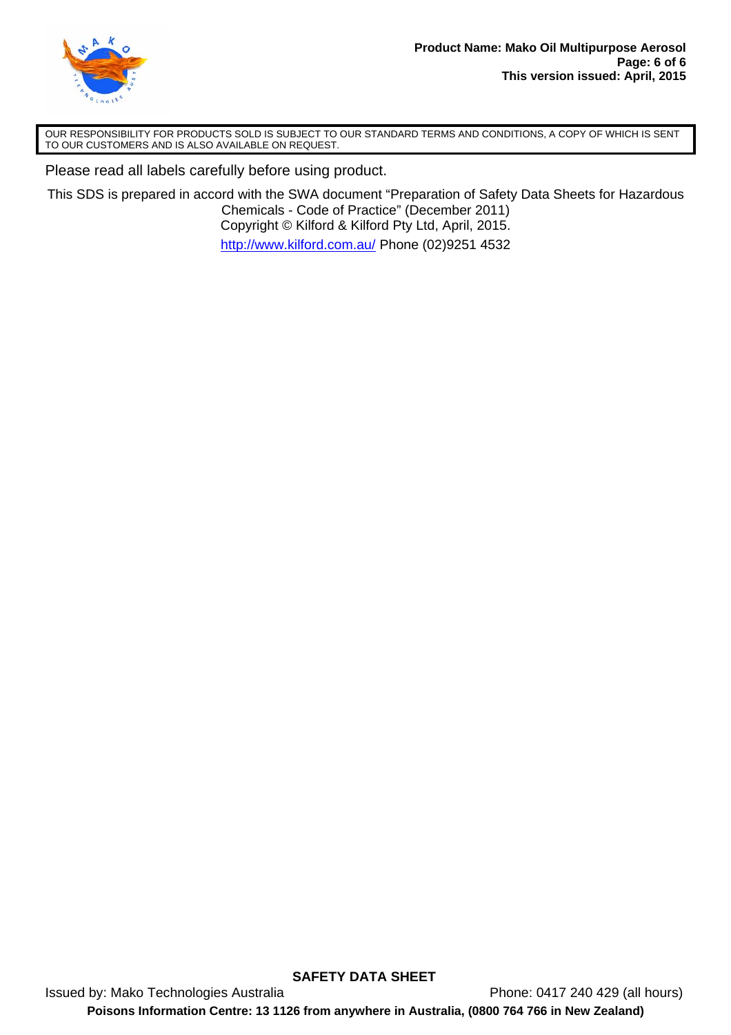OUR RESPONSIBILITY FOR PRODUCTS SOLD IS SUBJECT TO OUR STANDARD TERMS AND CONDITIONS, A COPY OF WHICH IS SENT TO OUR CUSTOMERS AND IS ALSO AVAILABLE ON REQUEST.

Please read all labels carefully before using product.

This SDS is prepared in accord with the SWA document "Preparation of Safety Data Sheets for Hazardous Chemicals - Code of Practice" (December 2011)
Copyright © Kilford & Kilford Pty Ltd, April, 2015.
http://www.kilford.com.au/ Phone (02)9251 4532